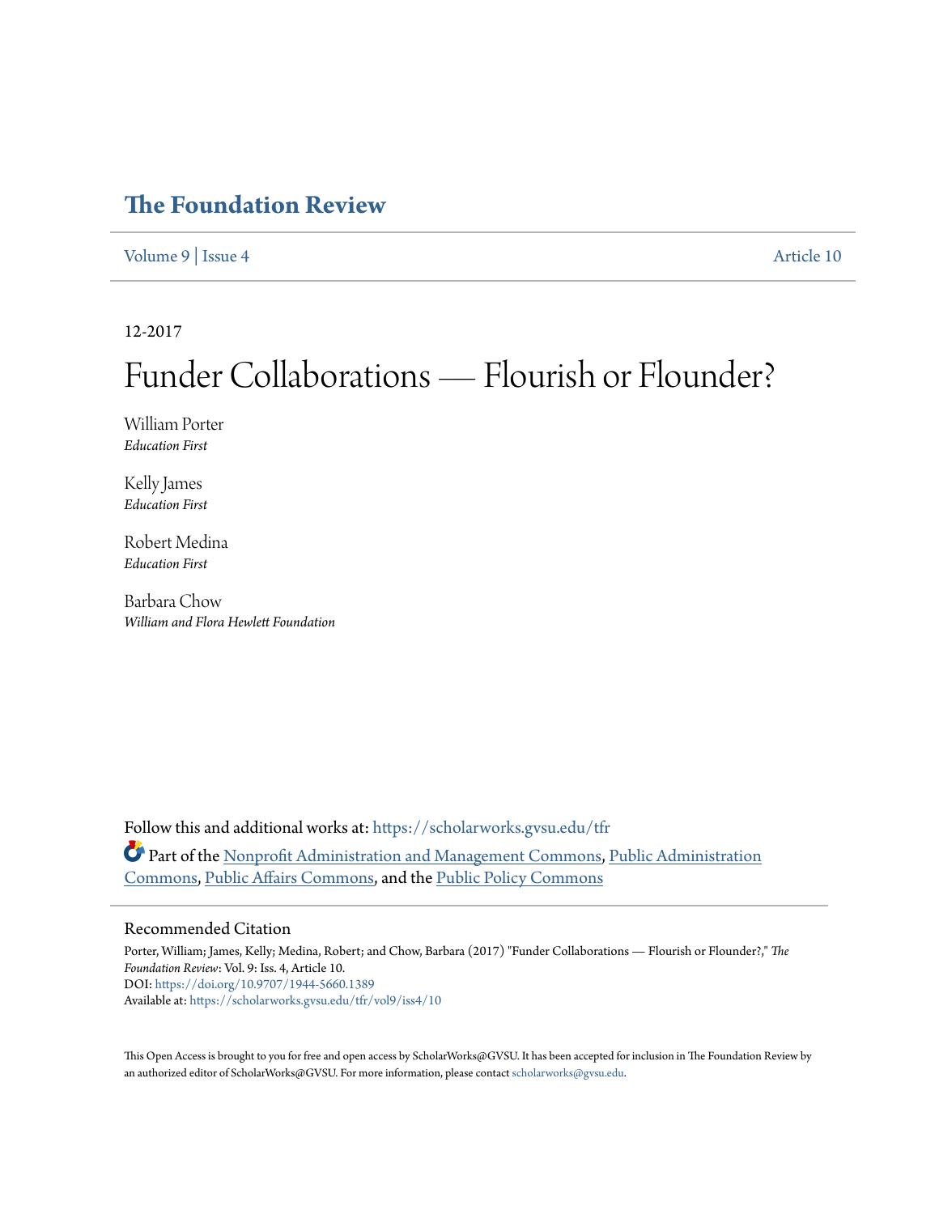# The Foundation Review

Volume 9 | Issue 4 Article 10

12-2017

# Funder Collaborations — Flourish or Flounder?

William Porter
*Education First*

Kelly James
*Education First*

Robert Medina
*Education First*

Barbara Chow
*William and Flora Hewlett Foundation*

Follow this and additional works at: https://scholarworks.gvsu.edu/tfr

Part of the Nonprofit Administration and Management Commons, Public Administration Commons, Public Affairs Commons, and the Public Policy Commons

## Recommended Citation

Porter, William; James, Kelly; Medina, Robert; and Chow, Barbara (2017) "Funder Collaborations — Flourish or Flounder?," *The Foundation Review*: Vol. 9: Iss. 4, Article 10.
DOI: https://doi.org/10.9707/1944-5660.1389
Available at: https://scholarworks.gvsu.edu/tfr/vol9/iss4/10

This Open Access is brought to you for free and open access by ScholarWorks@GVSU. It has been accepted for inclusion in The Foundation Review by an authorized editor of ScholarWorks@GVSU. For more information, please contact scholarworks@gvsu.edu.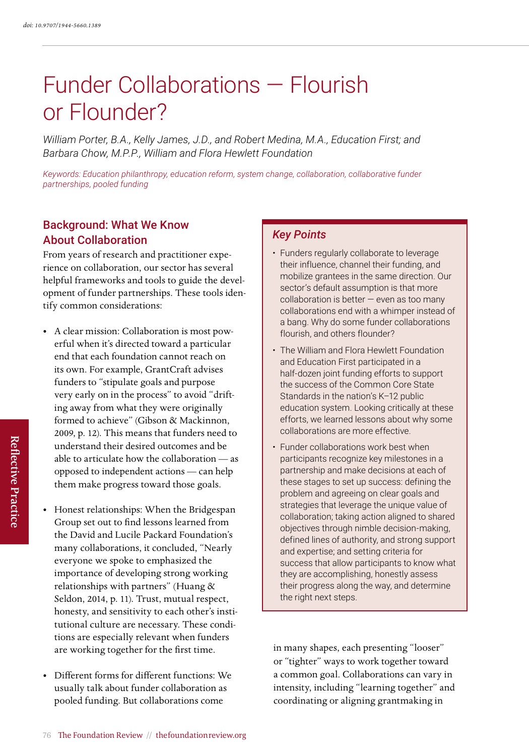doi: 10.9707/1944-5660.1389

# Funder Collaborations — Flourish or Flounder?

*William Porter, B.A., Kelly James, J.D., and Robert Medina, M.A., Education First; and Barbara Chow, M.P.P., William and Flora Hewlett Foundation*

*Keywords: Education philanthropy, education reform, system change, collaboration, collaborative funder partnerships, pooled funding*

## Key Points

- Funders regularly collaborate to leverage their influence, channel their funding, and mobilize grantees in the same direction. Our sector's default assumption is that more collaboration is better — even as too many collaborations end with a whimper instead of a bang. Why do some funder collaborations flourish, and others flounder?
- The William and Flora Hewlett Foundation and Education First participated in a half-dozen joint funding efforts to support the success of the Common Core State Standards in the nation's K–12 public education system. Looking critically at these efforts, we learned lessons about why some collaborations are more effective.
- Funder collaborations work best when participants recognize key milestones in a partnership and make decisions at each of these stages to set up success: defining the problem and agreeing on clear goals and strategies that leverage the unique value of collaboration; taking action aligned to shared objectives through nimble decision-making, defined lines of authority, and strong support and expertise; and setting criteria for success that allow participants to know what they are accomplishing, honestly assess their progress along the way, and determine the right next steps.

## Background: What We Know About Collaboration

From years of research and practitioner experience on collaboration, our sector has several helpful frameworks and tools to guide the development of funder partnerships. These tools identify common considerations:

- A clear mission: Collaboration is most powerful when it's directed toward a particular end that each foundation cannot reach on its own. For example, GrantCraft advises funders to "stipulate goals and purpose very early on in the process" to avoid "drifting away from what they were originally formed to achieve" (Gibson & Mackinnon, 2009, p. 12). This means that funders need to understand their desired outcomes and be able to articulate how the collaboration — as opposed to independent actions — can help them make progress toward those goals.
- Honest relationships: When the Bridgespan Group set out to find lessons learned from the David and Lucile Packard Foundation's many collaborations, it concluded, "Nearly everyone we spoke to emphasized the importance of developing strong working relationships with partners" (Huang & Seldon, 2014, p. 11). Trust, mutual respect, honesty, and sensitivity to each other's institutional culture are necessary. These conditions are especially relevant when funders are working together for the first time.
- Different forms for different functions: We usually talk about funder collaboration as pooled funding. But collaborations come in many shapes, each presenting "looser" or "tighter" ways to work together toward a common goal. Collaborations can vary in intensity, including "learning together" and coordinating or aligning grantmaking in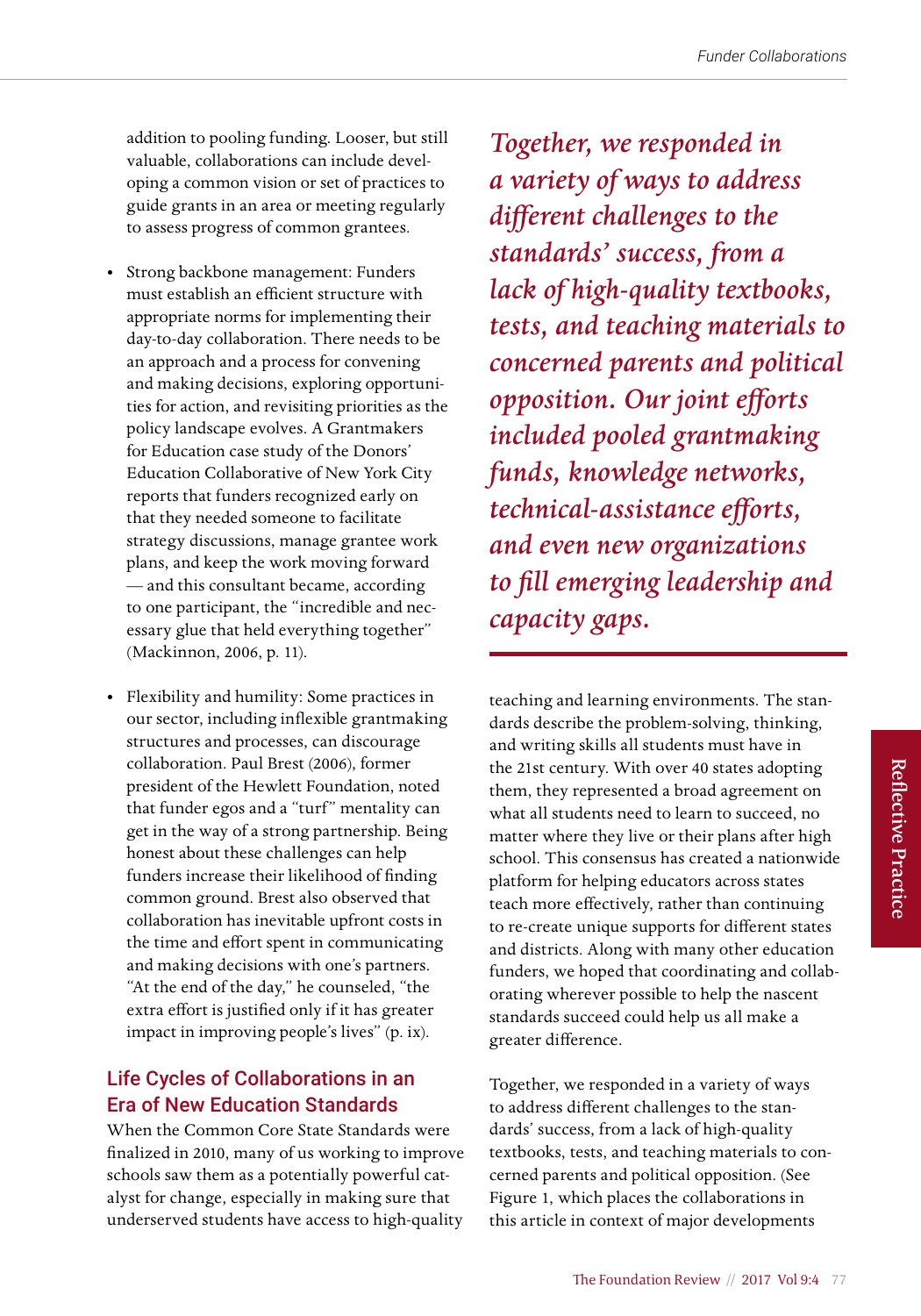addition to pooling funding. Looser, but still valuable, collaborations can include developing a common vision or set of practices to guide grants in an area or meeting regularly to assess progress of common grantees.

- Strong backbone management: Funders must establish an efficient structure with appropriate norms for implementing their day-to-day collaboration. There needs to be an approach and a process for convening and making decisions, exploring opportunities for action, and revisiting priorities as the policy landscape evolves. A Grantmakers for Education case study of the Donors' Education Collaborative of New York City reports that funders recognized early on that they needed someone to facilitate strategy discussions, manage grantee work plans, and keep the work moving forward — and this consultant became, according to one participant, the "incredible and necessary glue that held everything together" (Mackinnon, 2006, p. 11).
- Flexibility and humility: Some practices in our sector, including inflexible grantmaking structures and processes, can discourage collaboration. Paul Brest (2006), former president of the Hewlett Foundation, noted that funder egos and a "turf" mentality can get in the way of a strong partnership. Being honest about these challenges can help funders increase their likelihood of finding common ground. Brest also observed that collaboration has inevitable upfront costs in the time and effort spent in communicating and making decisions with one's partners. "At the end of the day," he counseled, "the extra effort is justified only if it has greater impact in improving people's lives" (p. ix).

## Life Cycles of Collaborations in an Era of New Education Standards

When the Common Core State Standards were finalized in 2010, many of us working to improve schools saw them as a potentially powerful catalyst for change, especially in making sure that underserved students have access to high-quality teaching and learning environments. The standards describe the problem-solving, thinking, and writing skills all students must have in the 21st century. With over 40 states adopting them, they represented a broad agreement on what all students need to learn to succeed, no matter where they live or their plans after high school. This consensus has created a nationwide platform for helping educators across states teach more effectively, rather than continuing to re-create unique supports for different states and districts. Along with many other education funders, we hoped that coordinating and collaborating wherever possible to help the nascent standards succeed could help us all make a greater difference.

*Together, we responded in a variety of ways to address different challenges to the standards' success, from a lack of high-quality textbooks, tests, and teaching materials to concerned parents and political opposition. Our joint efforts included pooled grantmaking funds, knowledge networks, technical-assistance efforts, and even new organizations to fill emerging leadership and capacity gaps.*

Together, we responded in a variety of ways to address different challenges to the standards' success, from a lack of high-quality textbooks, tests, and teaching materials to concerned parents and political opposition. (See Figure 1, which places the collaborations in this article in context of major developments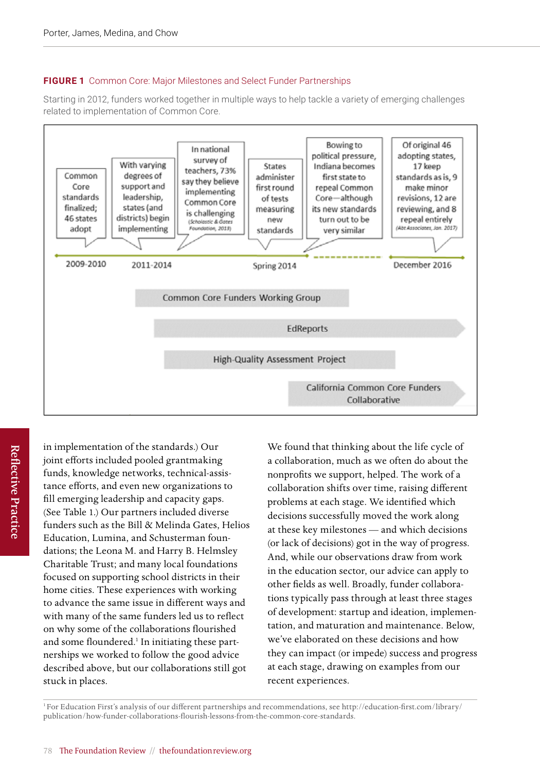**FIGURE 1** Common Core: Major Milestones and Select Funder Partnerships

Starting in 2012, funders worked together in multiple ways to help tackle a variety of emerging challenges related to implementation of Common Core.

| 2009-2010 | 2011-2014 | | Spring 2014 | | December 2016 |
|---|---|---|---|---|---|
| Common Core standards finalized; 46 states adopt | With varying degrees of support and leadership, states (and districts) begin implementing | In national survey of teachers, 73% say they believe implementing Common Core is challenging (Scholastic & Gates Foundation, 2013) | States administer first round of tests measuring new standards | Bowing to political pressure, Indiana becomes first state to repeal Common Core—although its new standards turn out to be very similar | Of original 46 adopting states, 17 keep standards as is, 9 make minor revisions, 12 are reviewing, and 8 repeal entirely (Abt Associates, Jan. 2017) |

Common Core Funders Working Group

EdReports

High-Quality Assessment Project

California Common Core Funders Collaborative

in implementation of the standards.) Our joint efforts included pooled grantmaking funds, knowledge networks, technical-assistance efforts, and even new organizations to fill emerging leadership and capacity gaps. (See Table 1.) Our partners included diverse funders such as the Bill & Melinda Gates, Helios Education, Lumina, and Schusterman foundations; the Leona M. and Harry B. Helmsley Charitable Trust; and many local foundations focused on supporting school districts in their home cities. These experiences with working to advance the same issue in different ways and with many of the same funders led us to reflect on why some of the collaborations flourished and some floundered.[1] In initiating these partnerships we worked to follow the good advice described above, but our collaborations still got stuck in places.

We found that thinking about the life cycle of a collaboration, much as we often do about the nonprofits we support, helped. The work of a collaboration shifts over time, raising different problems at each stage. We identified which decisions successfully moved the work along at these key milestones — and which decisions (or lack of decisions) got in the way of progress. And, while our observations draw from work in the education sector, our advice can apply to other fields as well. Broadly, funder collaborations typically pass through at least three stages of development: startup and ideation, implementation, and maturation and maintenance. Below, we've elaborated on these decisions and how they can impact (or impede) success and progress at each stage, drawing on examples from our recent experiences.

[1] For Education First's analysis of our different partnerships and recommendations, see http://education-first.com/library/publication/how-funder-collaborations-flourish-lessons-from-the-common-core-standards.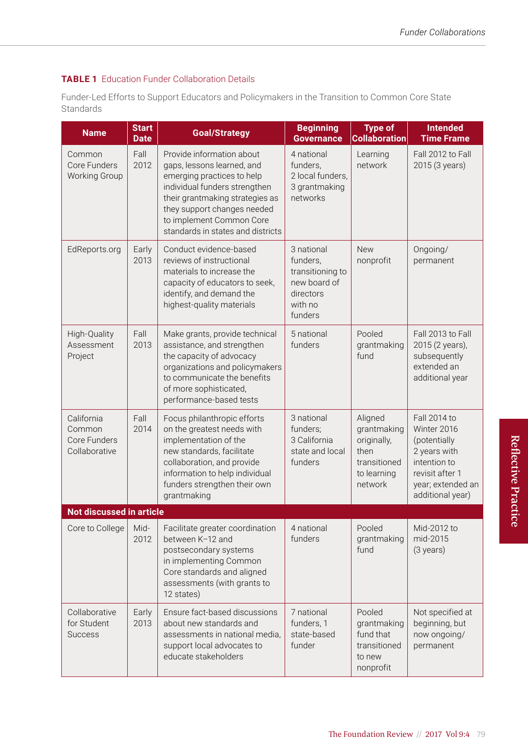**TABLE 1** Education Funder Collaboration Details

Funder-Led Efforts to Support Educators and Policymakers in the Transition to Common Core State Standards

| Name | Start Date | Goal/Strategy | Beginning Governance | Type of Collaboration | Intended Time Frame |
|---|---|---|---|---|---|
| Common Core Funders Working Group | Fall 2012 | Provide information about gaps, lessons learned, and emerging practices to help individual funders strengthen their grantmaking strategies as they support changes needed to implement Common Core standards in states and districts | 4 national funders, 2 local funders, 3 grantmaking networks | Learning network | Fall 2012 to Fall 2015 (3 years) |
| EdReports.org | Early 2013 | Conduct evidence-based reviews of instructional materials to increase the capacity of educators to seek, identify, and demand the highest-quality materials | 3 national funders, transitioning to new board of directors with no funders | New nonprofit | Ongoing/ permanent |
| High-Quality Assessment Project | Fall 2013 | Make grants, provide technical assistance, and strengthen the capacity of advocacy organizations and policymakers to communicate the benefits of more sophisticated, performance-based tests | 5 national funders | Pooled grantmaking fund | Fall 2013 to Fall 2015 (2 years), subsequently extended an additional year |
| California Common Core Funders Collaborative | Fall 2014 | Focus philanthropic efforts on the greatest needs with implementation of the new standards, facilitate collaboration, and provide information to help individual funders strengthen their own grantmaking | 3 national funders; 3 California state and local funders | Aligned grantmaking originally, then transitioned to learning network | Fall 2014 to Winter 2016 (potentially 2 years with intention to revisit after 1 year; extended an additional year) |
| **Not discussed in article** | | | | | |
| Core to College | Mid-2012 | Facilitate greater coordination between K–12 and postsecondary systems in implementing Common Core standards and aligned assessments (with grants to 12 states) | 4 national funders | Pooled grantmaking fund | Mid-2012 to mid-2015 (3 years) |
| Collaborative for Student Success | Early 2013 | Ensure fact-based discussions about new standards and assessments in national media, support local advocates to educate stakeholders | 7 national funders, 1 state-based funder | Pooled grantmaking fund that transitioned to new nonprofit | Not specified at beginning, but now ongoing/ permanent |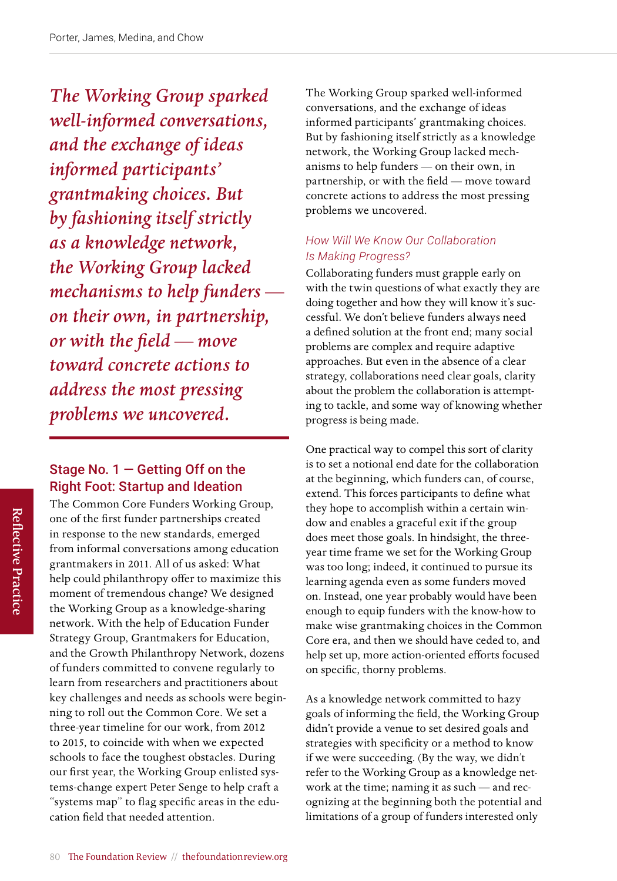*The Working Group sparked well-informed conversations, and the exchange of ideas informed participants' grantmaking choices. But by fashioning itself strictly as a knowledge network, the Working Group lacked mechanisms to help funders — on their own, in partnership, or with the field — move toward concrete actions to address the most pressing problems we uncovered.*

## Stage No. 1 — Getting Off on the Right Foot: Startup and Ideation

The Common Core Funders Working Group, one of the first funder partnerships created in response to the new standards, emerged from informal conversations among education grantmakers in 2011. All of us asked: What help could philanthropy offer to maximize this moment of tremendous change? We designed the Working Group as a knowledge-sharing network. With the help of Education Funder Strategy Group, Grantmakers for Education, and the Growth Philanthropy Network, dozens of funders committed to convene regularly to learn from researchers and practitioners about key challenges and needs as schools were beginning to roll out the Common Core. We set a three-year timeline for our work, from 2012 to 2015, to coincide with when we expected schools to face the toughest obstacles. During our first year, the Working Group enlisted systems-change expert Peter Senge to help craft a "systems map" to flag specific areas in the education field that needed attention.

The Working Group sparked well-informed conversations, and the exchange of ideas informed participants' grantmaking choices. But by fashioning itself strictly as a knowledge network, the Working Group lacked mechanisms to help funders — on their own, in partnership, or with the field — move toward concrete actions to address the most pressing problems we uncovered.

### *How Will We Know Our Collaboration Is Making Progress?*

Collaborating funders must grapple early on with the twin questions of what exactly they are doing together and how they will know it's successful. We don't believe funders always need a defined solution at the front end; many social problems are complex and require adaptive approaches. But even in the absence of a clear strategy, collaborations need clear goals, clarity about the problem the collaboration is attempting to tackle, and some way of knowing whether progress is being made.

One practical way to compel this sort of clarity is to set a notional end date for the collaboration at the beginning, which funders can, of course, extend. This forces participants to define what they hope to accomplish within a certain window of time and enables a graceful exit if the group does meet those goals. In hindsight, the three-year time frame we set for the Working Group was too long; indeed, it continued to pursue its learning agenda even as some funders moved on. Instead, one year probably would have been enough to equip funders with the know-how to make wise grantmaking choices in the Common Core era, and then we should have ceded to, and help set up, more action-oriented efforts focused on specific, thorny problems.

As a knowledge network committed to hazy goals of informing the field, the Working Group didn't provide a venue to set desired goals and strategies with specificity or a method to know if we were succeeding. (By the way, we didn't refer to the Working Group as a knowledge network at the time; naming it as such — and recognizing at the beginning both the potential and limitations of a group of funders interested only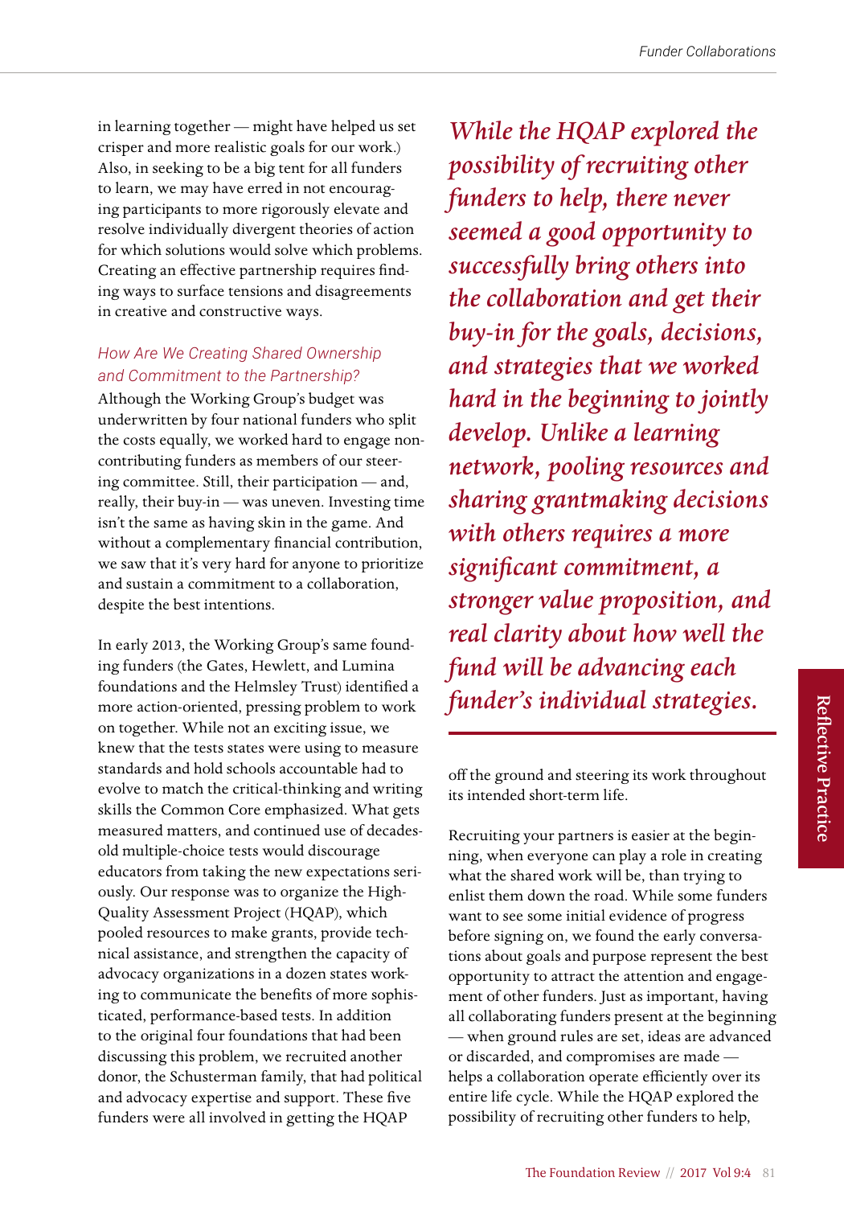in learning together — might have helped us set crisper and more realistic goals for our work.) Also, in seeking to be a big tent for all funders to learn, we may have erred in not encouraging participants to more rigorously elevate and resolve individually divergent theories of action for which solutions would solve which problems. Creating an effective partnership requires finding ways to surface tensions and disagreements in creative and constructive ways.

### *How Are We Creating Shared Ownership and Commitment to the Partnership?*

Although the Working Group's budget was underwritten by four national funders who split the costs equally, we worked hard to engage noncontributing funders as members of our steering committee. Still, their participation — and, really, their buy-in — was uneven. Investing time isn't the same as having skin in the game. And without a complementary financial contribution, we saw that it's very hard for anyone to prioritize and sustain a commitment to a collaboration, despite the best intentions.

In early 2013, the Working Group's same founding funders (the Gates, Hewlett, and Lumina foundations and the Helmsley Trust) identified a more action-oriented, pressing problem to work on together. While not an exciting issue, we knew that the tests states were using to measure standards and hold schools accountable had to evolve to match the critical-thinking and writing skills the Common Core emphasized. What gets measured matters, and continued use of decades-old multiple-choice tests would discourage educators from taking the new expectations seriously. Our response was to organize the High-Quality Assessment Project (HQAP), which pooled resources to make grants, provide technical assistance, and strengthen the capacity of advocacy organizations in a dozen states working to communicate the benefits of more sophisticated, performance-based tests. In addition to the original four foundations that had been discussing this problem, we recruited another donor, the Schusterman family, that had political and advocacy expertise and support. These five funders were all involved in getting the HQAP off the ground and steering its work throughout its intended short-term life.

*While the HQAP explored the possibility of recruiting other funders to help, there never seemed a good opportunity to successfully bring others into the collaboration and get their buy-in for the goals, decisions, and strategies that we worked hard in the beginning to jointly develop. Unlike a learning network, pooling resources and sharing grantmaking decisions with others requires a more significant commitment, a stronger value proposition, and real clarity about how well the fund will be advancing each funder's individual strategies.*

Recruiting your partners is easier at the beginning, when everyone can play a role in creating what the shared work will be, than trying to enlist them down the road. While some funders want to see some initial evidence of progress before signing on, we found the early conversations about goals and purpose represent the best opportunity to attract the attention and engagement of other funders. Just as important, having all collaborating funders present at the beginning — when ground rules are set, ideas are advanced or discarded, and compromises are made — helps a collaboration operate efficiently over its entire life cycle. While the HQAP explored the possibility of recruiting other funders to help,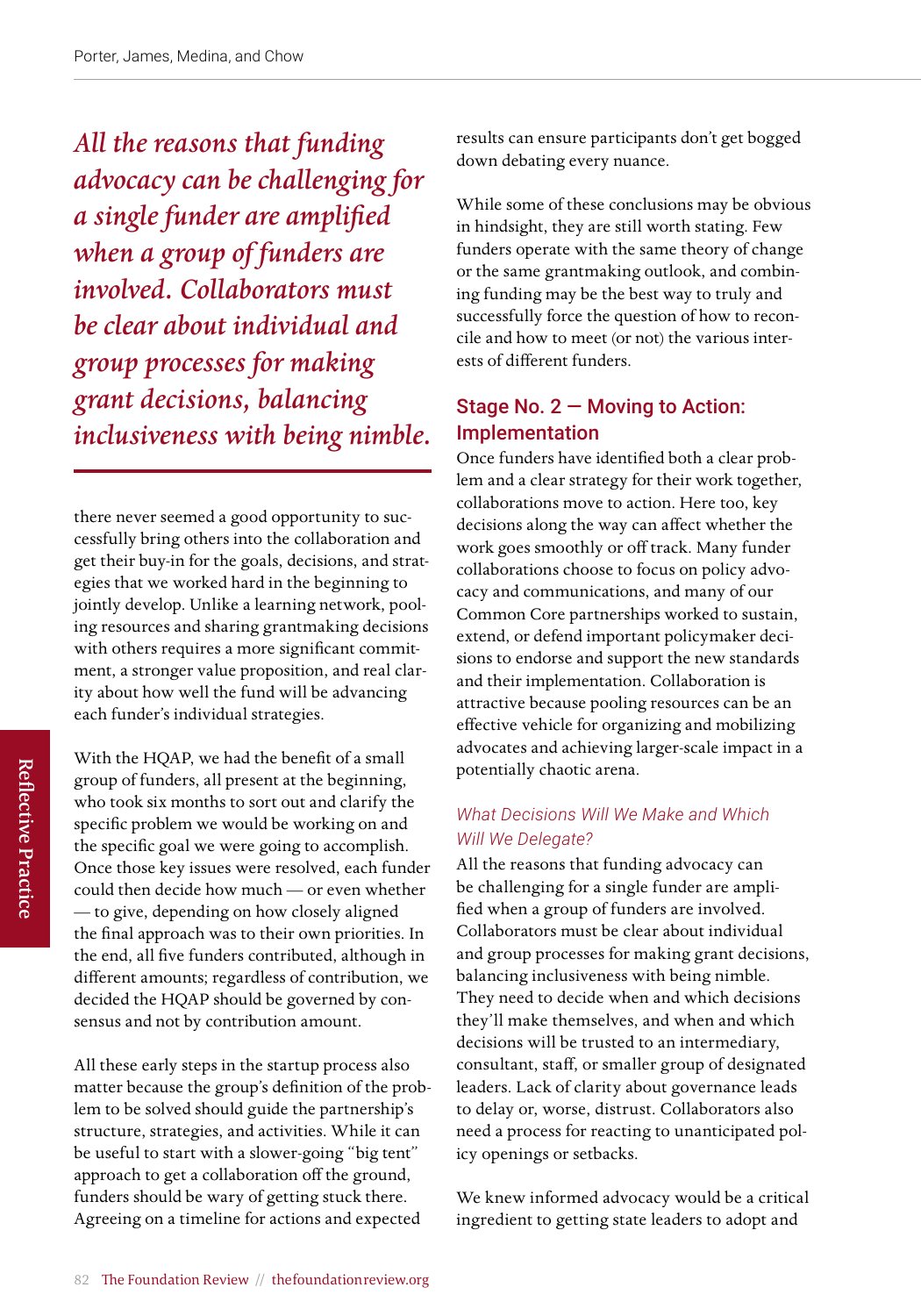*All the reasons that funding advocacy can be challenging for a single funder are amplified when a group of funders are involved. Collaborators must be clear about individual and group processes for making grant decisions, balancing inclusiveness with being nimble.*

there never seemed a good opportunity to successfully bring others into the collaboration and get their buy-in for the goals, decisions, and strategies that we worked hard in the beginning to jointly develop. Unlike a learning network, pooling resources and sharing grantmaking decisions with others requires a more significant commitment, a stronger value proposition, and real clarity about how well the fund will be advancing each funder's individual strategies.

With the HQAP, we had the benefit of a small group of funders, all present at the beginning, who took six months to sort out and clarify the specific problem we would be working on and the specific goal we were going to accomplish. Once those key issues were resolved, each funder could then decide how much — or even whether — to give, depending on how closely aligned the final approach was to their own priorities. In the end, all five funders contributed, although in different amounts; regardless of contribution, we decided the HQAP should be governed by consensus and not by contribution amount.

All these early steps in the startup process also matter because the group's definition of the problem to be solved should guide the partnership's structure, strategies, and activities. While it can be useful to start with a slower-going "big tent" approach to get a collaboration off the ground, funders should be wary of getting stuck there. Agreeing on a timeline for actions and expected results can ensure participants don't get bogged down debating every nuance.

While some of these conclusions may be obvious in hindsight, they are still worth stating. Few funders operate with the same theory of change or the same grantmaking outlook, and combining funding may be the best way to truly and successfully force the question of how to reconcile and how to meet (or not) the various interests of different funders.

## Stage No. 2 — Moving to Action: Implementation

Once funders have identified both a clear problem and a clear strategy for their work together, collaborations move to action. Here too, key decisions along the way can affect whether the work goes smoothly or off track. Many funder collaborations choose to focus on policy advocacy and communications, and many of our Common Core partnerships worked to sustain, extend, or defend important policymaker decisions to endorse and support the new standards and their implementation. Collaboration is attractive because pooling resources can be an effective vehicle for organizing and mobilizing advocates and achieving larger-scale impact in a potentially chaotic arena.

### *What Decisions Will We Make and Which Will We Delegate?*

All the reasons that funding advocacy can be challenging for a single funder are amplified when a group of funders are involved. Collaborators must be clear about individual and group processes for making grant decisions, balancing inclusiveness with being nimble. They need to decide when and which decisions they'll make themselves, and when and which decisions will be trusted to an intermediary, consultant, staff, or smaller group of designated leaders. Lack of clarity about governance leads to delay or, worse, distrust. Collaborators also need a process for reacting to unanticipated policy openings or setbacks.

We knew informed advocacy would be a critical ingredient to getting state leaders to adopt and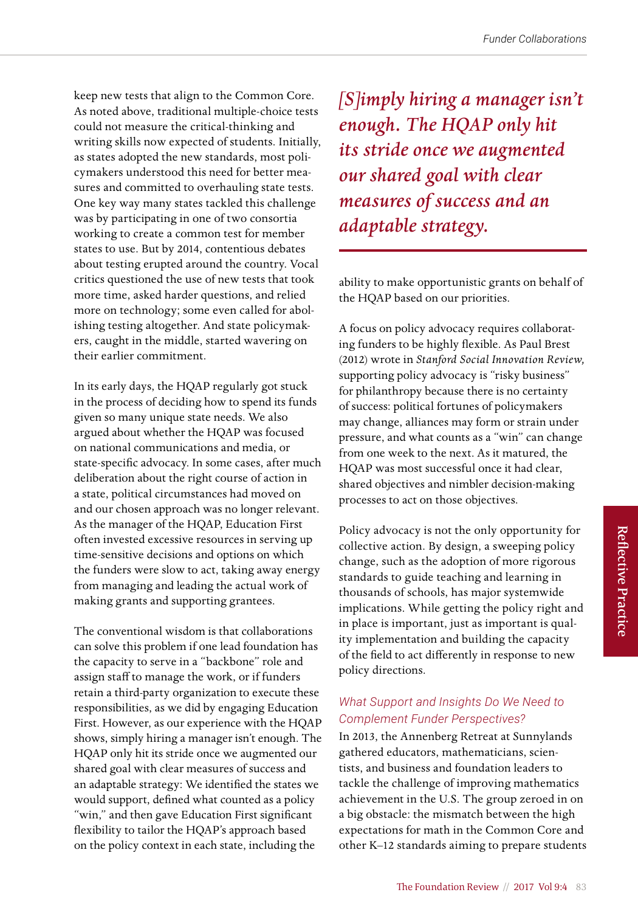keep new tests that align to the Common Core. As noted above, traditional multiple-choice tests could not measure the critical-thinking and writing skills now expected of students. Initially, as states adopted the new standards, most policymakers understood this need for better measures and committed to overhauling state tests. One key way many states tackled this challenge was by participating in one of two consortia working to create a common test for member states to use. But by 2014, contentious debates about testing erupted around the country. Vocal critics questioned the use of new tests that took more time, asked harder questions, and relied more on technology; some even called for abolishing testing altogether. And state policymakers, caught in the middle, started wavering on their earlier commitment.

In its early days, the HQAP regularly got stuck in the process of deciding how to spend its funds given so many unique state needs. We also argued about whether the HQAP was focused on national communications and media, or state-specific advocacy. In some cases, after much deliberation about the right course of action in a state, political circumstances had moved on and our chosen approach was no longer relevant. As the manager of the HQAP, Education First often invested excessive resources in serving up time-sensitive decisions and options on which the funders were slow to act, taking away energy from managing and leading the actual work of making grants and supporting grantees.

The conventional wisdom is that collaborations can solve this problem if one lead foundation has the capacity to serve in a "backbone" role and assign staff to manage the work, or if funders retain a third-party organization to execute these responsibilities, as we did by engaging Education First. However, as our experience with the HQAP shows, simply hiring a manager isn't enough. The HQAP only hit its stride once we augmented our shared goal with clear measures of success and an adaptable strategy: We identified the states we would support, defined what counted as a policy "win," and then gave Education First significant flexibility to tailor the HQAP's approach based on the policy context in each state, including the ability to make opportunistic grants on behalf of the HQAP based on our priorities.

> *[S]imply hiring a manager isn't enough. The HQAP only hit its stride once we augmented our shared goal with clear measures of success and an adaptable strategy.*

A focus on policy advocacy requires collaborating funders to be highly flexible. As Paul Brest (2012) wrote in *Stanford Social Innovation Review,* supporting policy advocacy is "risky business" for philanthropy because there is no certainty of success: political fortunes of policymakers may change, alliances may form or strain under pressure, and what counts as a "win" can change from one week to the next. As it matured, the HQAP was most successful once it had clear, shared objectives and nimbler decision-making processes to act on those objectives.

Policy advocacy is not the only opportunity for collective action. By design, a sweeping policy change, such as the adoption of more rigorous standards to guide teaching and learning in thousands of schools, has major systemwide implications. While getting the policy right and in place is important, just as important is quality implementation and building the capacity of the field to act differently in response to new policy directions.

### *What Support and Insights Do We Need to Complement Funder Perspectives?*

In 2013, the Annenberg Retreat at Sunnylands gathered educators, mathematicians, scientists, and business and foundation leaders to tackle the challenge of improving mathematics achievement in the U.S. The group zeroed in on a big obstacle: the mismatch between the high expectations for math in the Common Core and other K–12 standards aiming to prepare students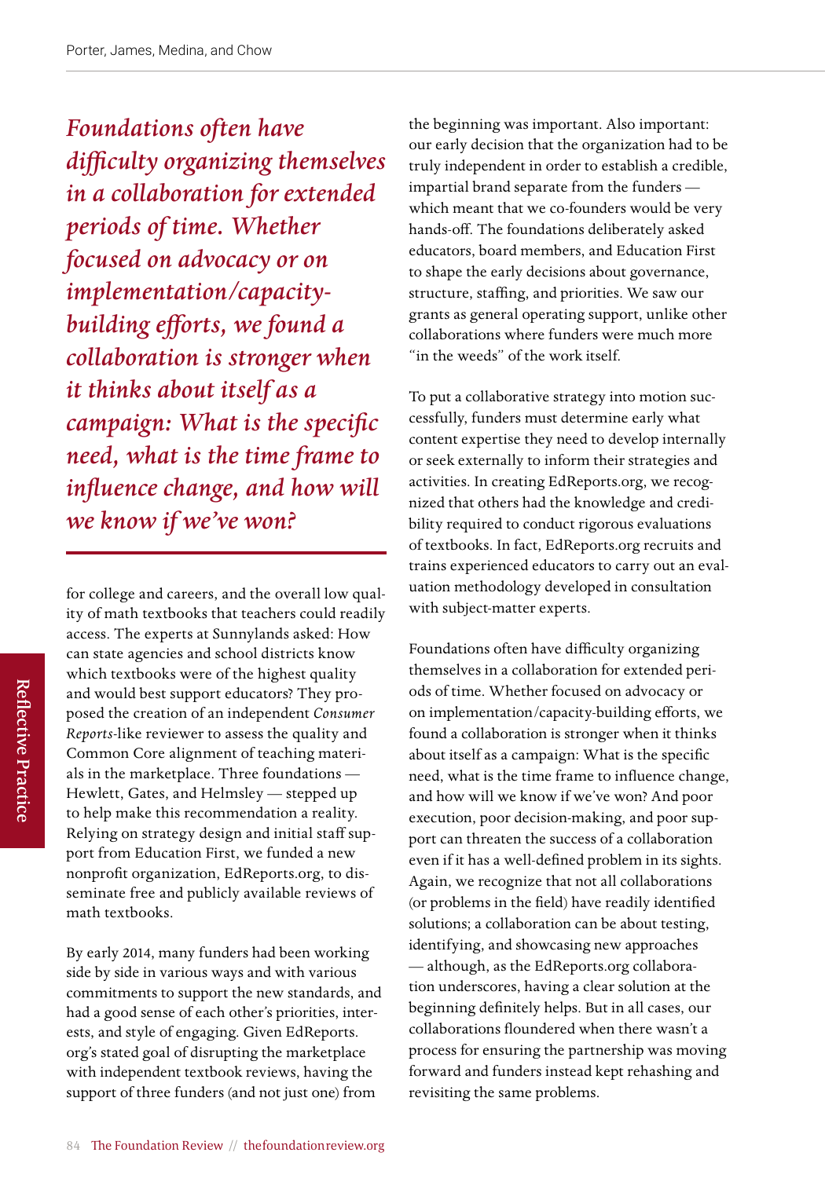*Foundations often have difficulty organizing themselves in a collaboration for extended periods of time. Whether focused on advocacy or on implementation/capacity-building efforts, we found a collaboration is stronger when it thinks about itself as a campaign: What is the specific need, what is the time frame to influence change, and how will we know if we've won?*

for college and careers, and the overall low quality of math textbooks that teachers could readily access. The experts at Sunnylands asked: How can state agencies and school districts know which textbooks were of the highest quality and would best support educators? They proposed the creation of an independent *Consumer Reports*-like reviewer to assess the quality and Common Core alignment of teaching materials in the marketplace. Three foundations — Hewlett, Gates, and Helmsley — stepped up to help make this recommendation a reality. Relying on strategy design and initial staff support from Education First, we funded a new nonprofit organization, EdReports.org, to disseminate free and publicly available reviews of math textbooks.

By early 2014, many funders had been working side by side in various ways and with various commitments to support the new standards, and had a good sense of each other's priorities, interests, and style of engaging. Given EdReports.org's stated goal of disrupting the marketplace with independent textbook reviews, having the support of three funders (and not just one) from the beginning was important. Also important: our early decision that the organization had to be truly independent in order to establish a credible, impartial brand separate from the funders — which meant that we co-founders would be very hands-off. The foundations deliberately asked educators, board members, and Education First to shape the early decisions about governance, structure, staffing, and priorities. We saw our grants as general operating support, unlike other collaborations where funders were much more "in the weeds" of the work itself.

To put a collaborative strategy into motion successfully, funders must determine early what content expertise they need to develop internally or seek externally to inform their strategies and activities. In creating EdReports.org, we recognized that others had the knowledge and credibility required to conduct rigorous evaluations of textbooks. In fact, EdReports.org recruits and trains experienced educators to carry out an evaluation methodology developed in consultation with subject-matter experts.

Foundations often have difficulty organizing themselves in a collaboration for extended periods of time. Whether focused on advocacy or on implementation/capacity-building efforts, we found a collaboration is stronger when it thinks about itself as a campaign: What is the specific need, what is the time frame to influence change, and how will we know if we've won? And poor execution, poor decision-making, and poor support can threaten the success of a collaboration even if it has a well-defined problem in its sights. Again, we recognize that not all collaborations (or problems in the field) have readily identified solutions; a collaboration can be about testing, identifying, and showcasing new approaches — although, as the EdReports.org collaboration underscores, having a clear solution at the beginning definitely helps. But in all cases, our collaborations floundered when there wasn't a process for ensuring the partnership was moving forward and funders instead kept rehashing and revisiting the same problems.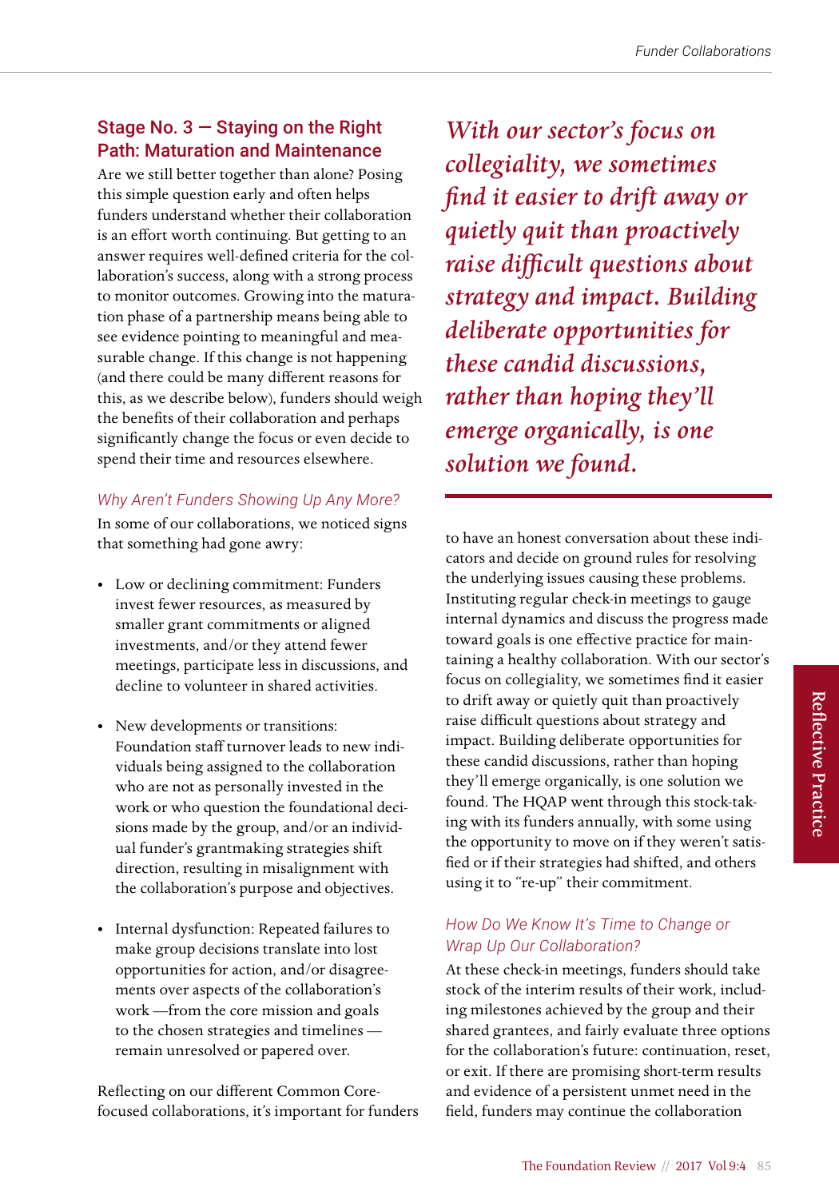## Stage No. 3 — Staying on the Right Path: Maturation and Maintenance

Are we still better together than alone? Posing this simple question early and often helps funders understand whether their collaboration is an effort worth continuing. But getting to an answer requires well-defined criteria for the collaboration's success, along with a strong process to monitor outcomes. Growing into the maturation phase of a partnership means being able to see evidence pointing to meaningful and measurable change. If this change is not happening (and there could be many different reasons for this, as we describe below), funders should weigh the benefits of their collaboration and perhaps significantly change the focus or even decide to spend their time and resources elsewhere.

### *Why Aren't Funders Showing Up Any More?*

In some of our collaborations, we noticed signs that something had gone awry:

- Low or declining commitment: Funders invest fewer resources, as measured by smaller grant commitments or aligned investments, and/or they attend fewer meetings, participate less in discussions, and decline to volunteer in shared activities.
- New developments or transitions: Foundation staff turnover leads to new individuals being assigned to the collaboration who are not as personally invested in the work or who question the foundational decisions made by the group, and/or an individual funder's grantmaking strategies shift direction, resulting in misalignment with the collaboration's purpose and objectives.
- Internal dysfunction: Repeated failures to make group decisions translate into lost opportunities for action, and/or disagreements over aspects of the collaboration's work —from the core mission and goals to the chosen strategies and timelines — remain unresolved or papered over.

Reflecting on our different Common Core-focused collaborations, it's important for funders to have an honest conversation about these indicators and decide on ground rules for resolving the underlying issues causing these problems. Instituting regular check-in meetings to gauge internal dynamics and discuss the progress made toward goals is one effective practice for maintaining a healthy collaboration. With our sector's focus on collegiality, we sometimes find it easier to drift away or quietly quit than proactively raise difficult questions about strategy and impact. Building deliberate opportunities for these candid discussions, rather than hoping they'll emerge organically, is one solution we found. The HQAP went through this stock-taking with its funders annually, with some using the opportunity to move on if they weren't satisfied or if their strategies had shifted, and others using it to "re-up" their commitment.

> *With our sector's focus on collegiality, we sometimes find it easier to drift away or quietly quit than proactively raise difficult questions about strategy and impact. Building deliberate opportunities for these candid discussions, rather than hoping they'll emerge organically, is one solution we found.*

### *How Do We Know It's Time to Change or Wrap Up Our Collaboration?*

At these check-in meetings, funders should take stock of the interim results of their work, including milestones achieved by the group and their shared grantees, and fairly evaluate three options for the collaboration's future: continuation, reset, or exit. If there are promising short-term results and evidence of a persistent unmet need in the field, funders may continue the collaboration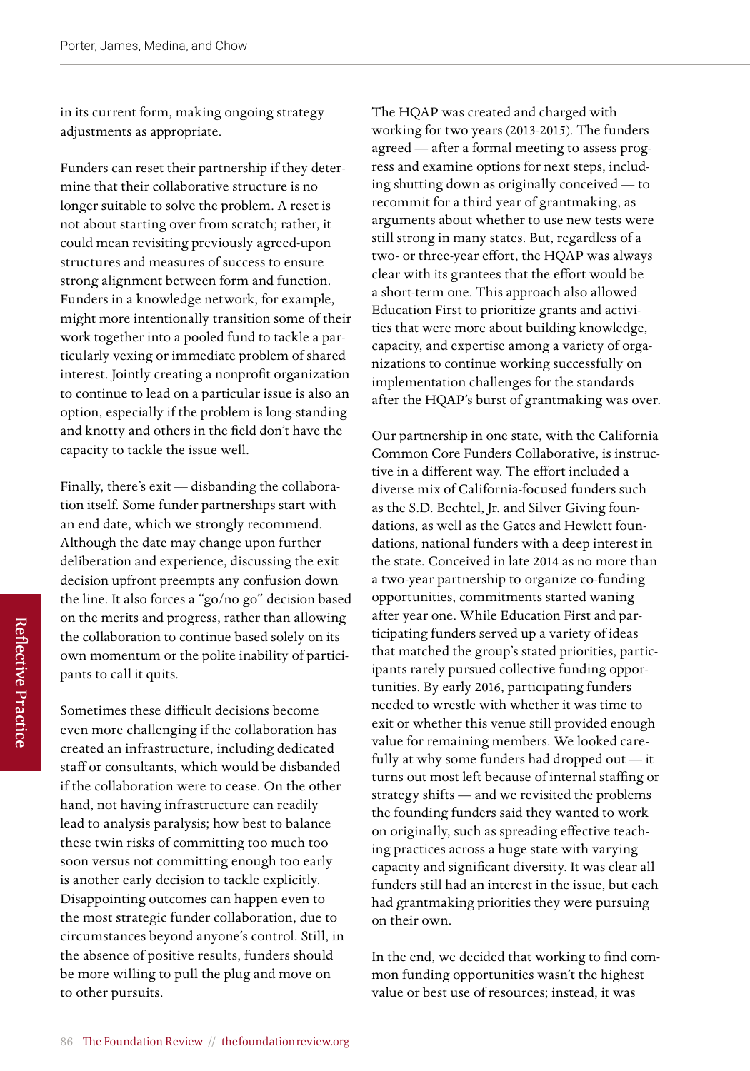in its current form, making ongoing strategy adjustments as appropriate.

Funders can reset their partnership if they determine that their collaborative structure is no longer suitable to solve the problem. A reset is not about starting over from scratch; rather, it could mean revisiting previously agreed-upon structures and measures of success to ensure strong alignment between form and function. Funders in a knowledge network, for example, might more intentionally transition some of their work together into a pooled fund to tackle a particularly vexing or immediate problem of shared interest. Jointly creating a nonprofit organization to continue to lead on a particular issue is also an option, especially if the problem is long-standing and knotty and others in the field don't have the capacity to tackle the issue well.

Finally, there's exit — disbanding the collaboration itself. Some funder partnerships start with an end date, which we strongly recommend. Although the date may change upon further deliberation and experience, discussing the exit decision upfront preempts any confusion down the line. It also forces a "go/no go" decision based on the merits and progress, rather than allowing the collaboration to continue based solely on its own momentum or the polite inability of participants to call it quits.

Sometimes these difficult decisions become even more challenging if the collaboration has created an infrastructure, including dedicated staff or consultants, which would be disbanded if the collaboration were to cease. On the other hand, not having infrastructure can readily lead to analysis paralysis; how best to balance these twin risks of committing too much too soon versus not committing enough too early is another early decision to tackle explicitly. Disappointing outcomes can happen even to the most strategic funder collaboration, due to circumstances beyond anyone's control. Still, in the absence of positive results, funders should be more willing to pull the plug and move on to other pursuits.

The HQAP was created and charged with working for two years (2013-2015). The funders agreed — after a formal meeting to assess progress and examine options for next steps, including shutting down as originally conceived — to recommit for a third year of grantmaking, as arguments about whether to use new tests were still strong in many states. But, regardless of a two- or three-year effort, the HQAP was always clear with its grantees that the effort would be a short-term one. This approach also allowed Education First to prioritize grants and activities that were more about building knowledge, capacity, and expertise among a variety of organizations to continue working successfully on implementation challenges for the standards after the HQAP's burst of grantmaking was over.

Our partnership in one state, with the California Common Core Funders Collaborative, is instructive in a different way. The effort included a diverse mix of California-focused funders such as the S.D. Bechtel, Jr. and Silver Giving foundations, as well as the Gates and Hewlett foundations, national funders with a deep interest in the state. Conceived in late 2014 as no more than a two-year partnership to organize co-funding opportunities, commitments started waning after year one. While Education First and participating funders served up a variety of ideas that matched the group's stated priorities, participants rarely pursued collective funding opportunities. By early 2016, participating funders needed to wrestle with whether it was time to exit or whether this venue still provided enough value for remaining members. We looked carefully at why some funders had dropped out — it turns out most left because of internal staffing or strategy shifts — and we revisited the problems the founding funders said they wanted to work on originally, such as spreading effective teaching practices across a huge state with varying capacity and significant diversity. It was clear all funders still had an interest in the issue, but each had grantmaking priorities they were pursuing on their own.

In the end, we decided that working to find common funding opportunities wasn't the highest value or best use of resources; instead, it was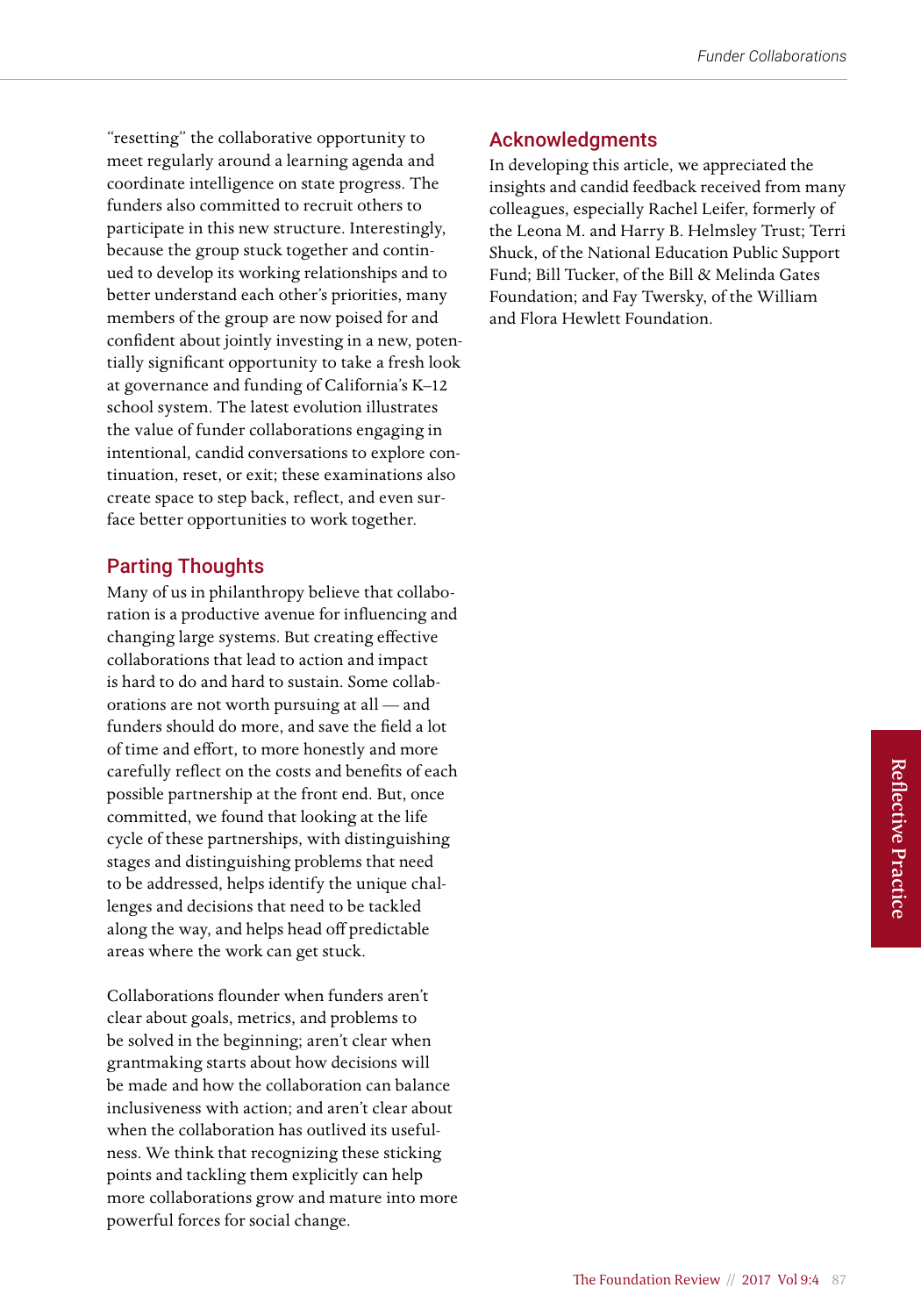"resetting" the collaborative opportunity to meet regularly around a learning agenda and coordinate intelligence on state progress. The funders also committed to recruit others to participate in this new structure. Interestingly, because the group stuck together and continued to develop its working relationships and to better understand each other's priorities, many members of the group are now poised for and confident about jointly investing in a new, potentially significant opportunity to take a fresh look at governance and funding of California's K–12 school system. The latest evolution illustrates the value of funder collaborations engaging in intentional, candid conversations to explore continuation, reset, or exit; these examinations also create space to step back, reflect, and even surface better opportunities to work together.

## Parting Thoughts

Many of us in philanthropy believe that collaboration is a productive avenue for influencing and changing large systems. But creating effective collaborations that lead to action and impact is hard to do and hard to sustain. Some collaborations are not worth pursuing at all — and funders should do more, and save the field a lot of time and effort, to more honestly and more carefully reflect on the costs and benefits of each possible partnership at the front end. But, once committed, we found that looking at the life cycle of these partnerships, with distinguishing stages and distinguishing problems that need to be addressed, helps identify the unique challenges and decisions that need to be tackled along the way, and helps head off predictable areas where the work can get stuck.

Collaborations flounder when funders aren't clear about goals, metrics, and problems to be solved in the beginning; aren't clear when grantmaking starts about how decisions will be made and how the collaboration can balance inclusiveness with action; and aren't clear about when the collaboration has outlived its usefulness. We think that recognizing these sticking points and tackling them explicitly can help more collaborations grow and mature into more powerful forces for social change.

## Acknowledgments

In developing this article, we appreciated the insights and candid feedback received from many colleagues, especially Rachel Leifer, formerly of the Leona M. and Harry B. Helmsley Trust; Terri Shuck, of the National Education Public Support Fund; Bill Tucker, of the Bill & Melinda Gates Foundation; and Fay Twersky, of the William and Flora Hewlett Foundation.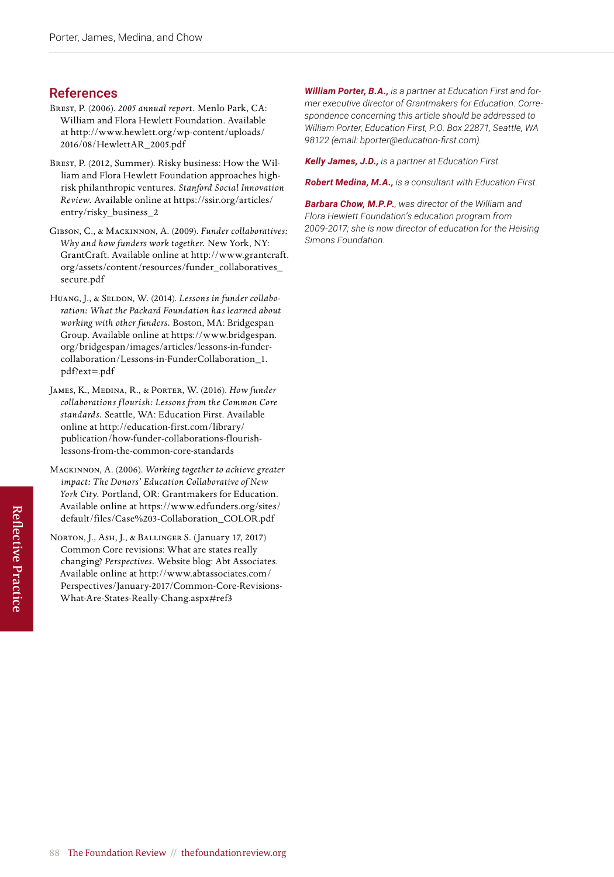## References

Brest, P. (2006). *2005 annual report*. Menlo Park, CA: William and Flora Hewlett Foundation. Available at http://www.hewlett.org/wp-content/uploads/2016/08/HewlettAR_2005.pdf

Brest, P. (2012, Summer). Risky business: How the William and Flora Hewlett Foundation approaches high-risk philanthropic ventures. *Stanford Social Innovation Review*. Available online at https://ssir.org/articles/entry/risky_business_2

Gibson, C., & Mackinnon, A. (2009). *Funder collaboratives: Why and how funders work together*. New York, NY: GrantCraft. Available online at http://www.grantcraft.org/assets/content/resources/funder_collaboratives_secure.pdf

Huang, J., & Seldon, W. (2014). *Lessons in funder collaboration: What the Packard Foundation has learned about working with other funders*. Boston, MA: Bridgespan Group. Available online at https://www.bridgespan.org/bridgespan/images/articles/lessons-in-funder-collaboration/Lessons-in-FunderCollaboration_1.pdf?ext=.pdf

James, K., Medina, R., & Porter, W. (2016). *How funder collaborations flourish: Lessons from the Common Core standards*. Seattle, WA: Education First. Available online at http://education-first.com/library/publication/how-funder-collaborations-flourish-lessons-from-the-common-core-standards

Mackinnon, A. (2006). *Working together to achieve greater impact: The Donors' Education Collaborative of New York City*. Portland, OR: Grantmakers for Education. Available online at https://www.edfunders.org/sites/default/files/Case%203-Collaboration_COLOR.pdf

Norton, J., Ash, J., & Ballinger S. (January 17, 2017) Common Core revisions: What are states really changing? *Perspectives*. Website blog: Abt Associates. Available online at http://www.abtassociates.com/Perspectives/January-2017/Common-Core-Revisions-What-Are-States-Really-Chang.aspx#ref3

***William Porter, B.A.,*** *is a partner at Education First and former executive director of Grantmakers for Education. Correspondence concerning this article should be addressed to William Porter, Education First, P.O. Box 22871, Seattle, WA 98122 (email: bporter@education-first.com).*

***Kelly James, J.D.,*** *is a partner at Education First.*

***Robert Medina, M.A.,*** *is a consultant with Education First.*

***Barbara Chow, M.P.P.,*** *was director of the William and Flora Hewlett Foundation's education program from 2009-2017; she is now director of education for the Heising Simons Foundation.*